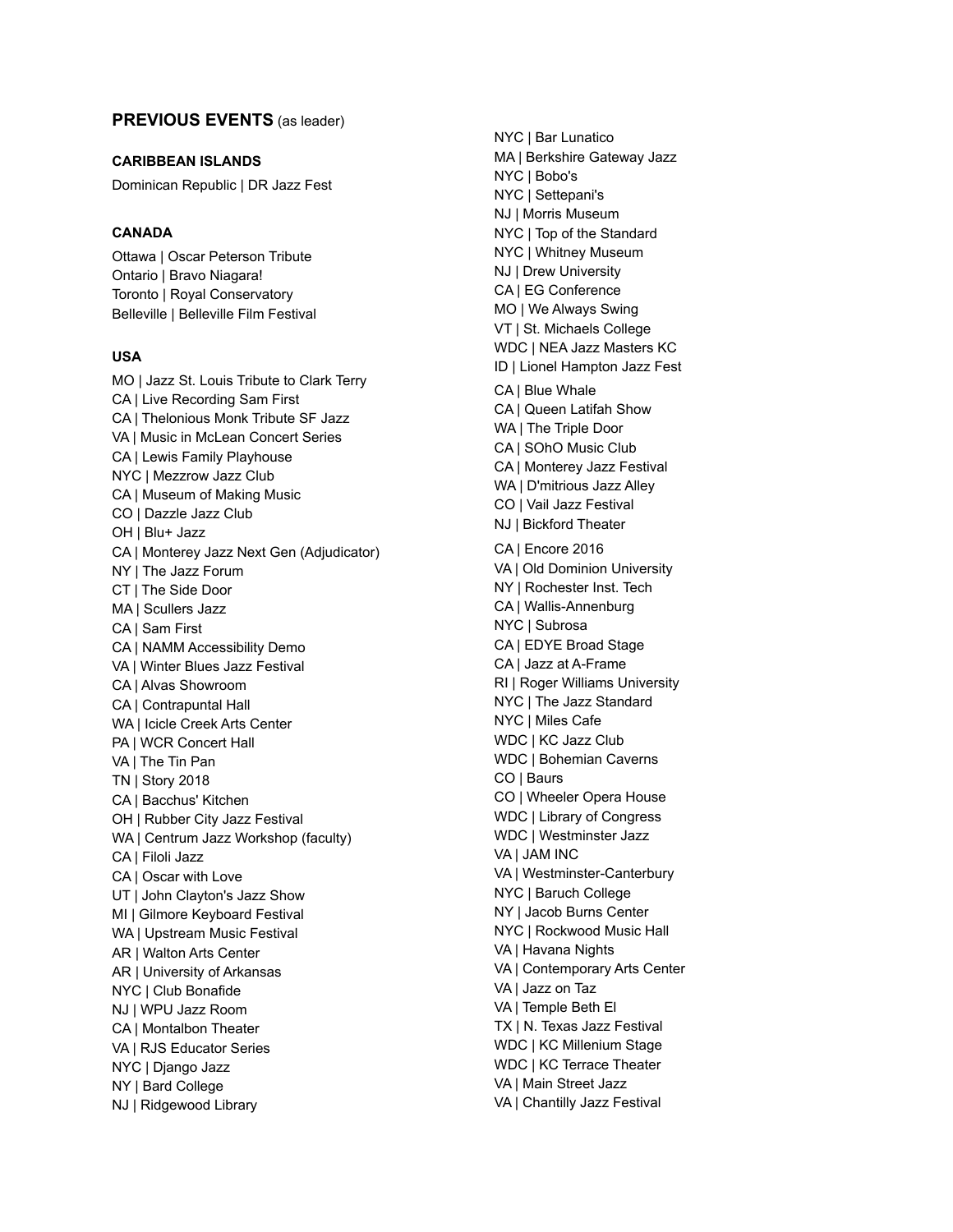## **PREVIOUS EVENTS** (as leader)

### CARIBBEAN ISLANDS

Dominican Republic | DR Jazz Fest

### CANADA

Ottawa | Oscar Peterson Tribute
Ontario | Bravo Niagara!
Toronto | Royal Conservatory
Belleville | Belleville Film Festival

### USA

MO | Jazz St. Louis Tribute to Clark Terry
CA | Live Recording Sam First
CA | Thelonious Monk Tribute SF Jazz
VA | Music in McLean Concert Series
CA | Lewis Family Playhouse
NYC | Mezzrow Jazz Club
CA | Museum of Making Music
CO | Dazzle Jazz Club
OH | Blu+ Jazz
CA | Monterey Jazz Next Gen (Adjudicator)
NY | The Jazz Forum
CT | The Side Door
MA | Scullers Jazz
CA | Sam First
CA | NAMM Accessibility Demo
VA | Winter Blues Jazz Festival
CA | Alvas Showroom
CA | Contrapuntal Hall
WA | Icicle Creek Arts Center
PA | WCR Concert Hall
VA | The Tin Pan
TN | Story 2018
CA | Bacchus' Kitchen
OH | Rubber City Jazz Festival
WA | Centrum Jazz Workshop (faculty)
CA | Filoli Jazz
CA | Oscar with Love
UT | John Clayton's Jazz Show
MI | Gilmore Keyboard Festival
WA | Upstream Music Festival
AR | Walton Arts Center
AR | University of Arkansas
NYC | Club Bonafide
NJ | WPU Jazz Room
CA | Montalbon Theater
VA | RJS Educator Series
NYC | Django Jazz
NY | Bard College
NJ | Ridgewood Library
NYC | Bar Lunatico
MA | Berkshire Gateway Jazz
NYC | Bobo's
NYC | Settepani's
NJ | Morris Museum
NYC | Top of the Standard
NYC | Whitney Museum
NJ | Drew University
CA | EG Conference
MO | We Always Swing
VT | St. Michaels College
WDC | NEA Jazz Masters KC
ID | Lionel Hampton Jazz Fest
CA | Blue Whale
CA | Queen Latifah Show
WA | The Triple Door
CA | SOhO Music Club
CA | Monterey Jazz Festival
WA | D'mitrious Jazz Alley
CO | Vail Jazz Festival
NJ | Bickford Theater
CA | Encore 2016
VA | Old Dominion University
NY | Rochester Inst. Tech
CA | Wallis-Annenburg
NYC | Subrosa
CA | EDYE Broad Stage
CA | Jazz at A-Frame
RI | Roger Williams University
NYC | The Jazz Standard
NYC | Miles Cafe
WDC | KC Jazz Club
WDC | Bohemian Caverns
CO | Baurs
CO | Wheeler Opera House
WDC | Library of Congress
WDC | Westminster Jazz
VA | JAM INC
VA | Westminster-Canterbury
NYC | Baruch College
NY | Jacob Burns Center
NYC | Rockwood Music Hall
VA | Havana Nights
VA | Contemporary Arts Center
VA | Jazz on Taz
VA | Temple Beth El
TX | N. Texas Jazz Festival
WDC | KC Millenium Stage
WDC | KC Terrace Theater
VA | Main Street Jazz
VA | Chantilly Jazz Festival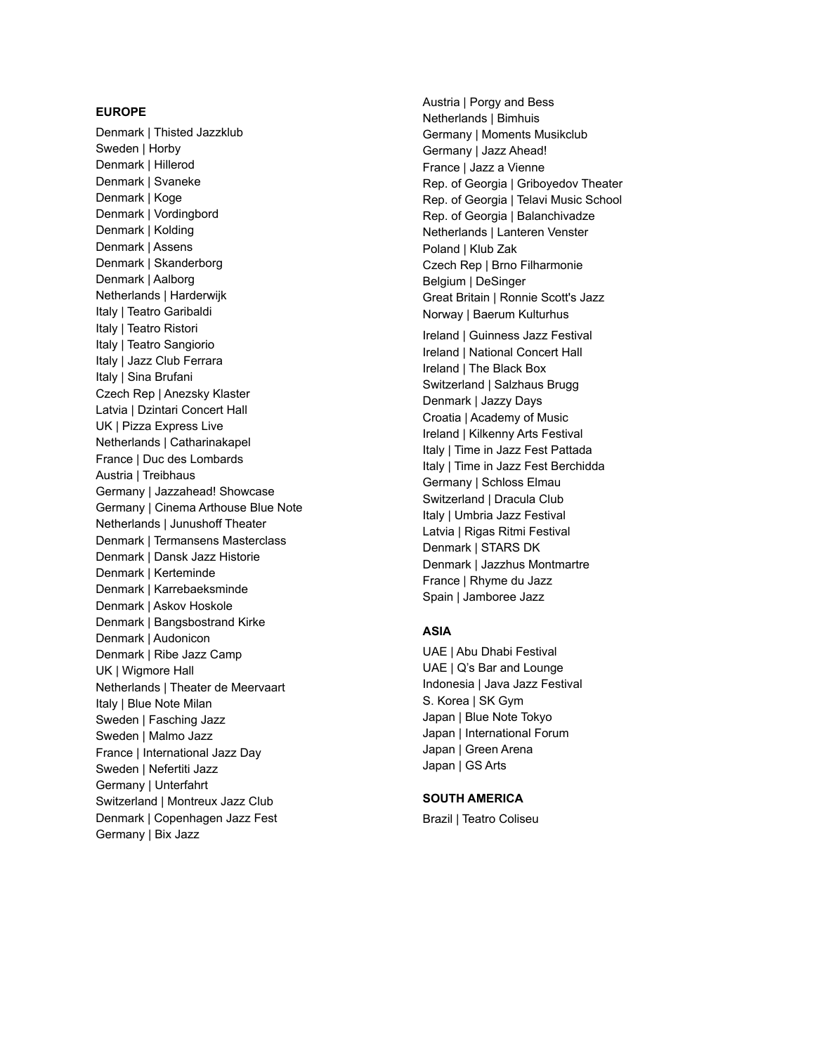**EUROPE**

Denmark | Thisted Jazzklub
Sweden | Horby
Denmark | Hillerod
Denmark | Svaneke
Denmark | Koge
Denmark | Vordingbord
Denmark | Kolding
Denmark | Assens
Denmark | Skanderborg
Denmark | Aalborg
Netherlands | Harderwijk
Italy | Teatro Garibaldi
Italy | Teatro Ristori
Italy | Teatro Sangiorio
Italy | Jazz Club Ferrara
Italy | Sina Brufani
Czech Rep | Anezsky Klaster
Latvia | Dzintari Concert Hall
UK | Pizza Express Live
Netherlands | Catharinakapel
France | Duc des Lombards
Austria | Treibhaus
Germany | Jazzahead! Showcase
Germany | Cinema Arthouse Blue Note
Netherlands | Junushoff Theater
Denmark | Termansens Masterclass
Denmark | Dansk Jazz Historie
Denmark | Kerteminde
Denmark | Karrebaeksminde
Denmark | Askov Hoskole
Denmark | Bangsbostrand Kirke
Denmark | Audonicon
Denmark | Ribe Jazz Camp
UK | Wigmore Hall
Netherlands | Theater de Meervaart
Italy | Blue Note Milan
Sweden | Fasching Jazz
Sweden | Malmo Jazz
France | International Jazz Day
Sweden | Nefertiti Jazz
Germany | Unterfahrt
Switzerland | Montreux Jazz Club
Denmark | Copenhagen Jazz Fest
Germany | Bix Jazz
Austria | Porgy and Bess
Netherlands | Bimhuis
Germany | Moments Musikclub
Germany | Jazz Ahead!
France | Jazz a Vienne
Rep. of Georgia | Griboyedov Theater
Rep. of Georgia | Telavi Music School
Rep. of Georgia | Balanchivadze
Netherlands | Lanteren Venster
Poland | Klub Zak
Czech Rep | Brno Filharmonie
Belgium | DeSinger
Great Britain | Ronnie Scott's Jazz
Norway | Baerum Kulturhus
Ireland | Guinness Jazz Festival
Ireland | National Concert Hall
Ireland | The Black Box
Switzerland | Salzhaus Brugg
Denmark | Jazzy Days
Croatia | Academy of Music
Ireland | Kilkenny Arts Festival
Italy | Time in Jazz Fest Pattada
Italy | Time in Jazz Fest Berchidda
Germany | Schloss Elmau
Switzerland | Dracula Club
Italy | Umbria Jazz Festival
Latvia | Rigas Ritmi Festival
Denmark | STARS DK
Denmark | Jazzhus Montmartre
France | Rhyme du Jazz
Spain | Jamboree Jazz

**ASIA**

UAE | Abu Dhabi Festival
UAE | Q's Bar and Lounge
Indonesia | Java Jazz Festival
S. Korea | SK Gym
Japan | Blue Note Tokyo
Japan | International Forum
Japan | Green Arena
Japan | GS Arts

**SOUTH AMERICA**

Brazil | Teatro Coliseu